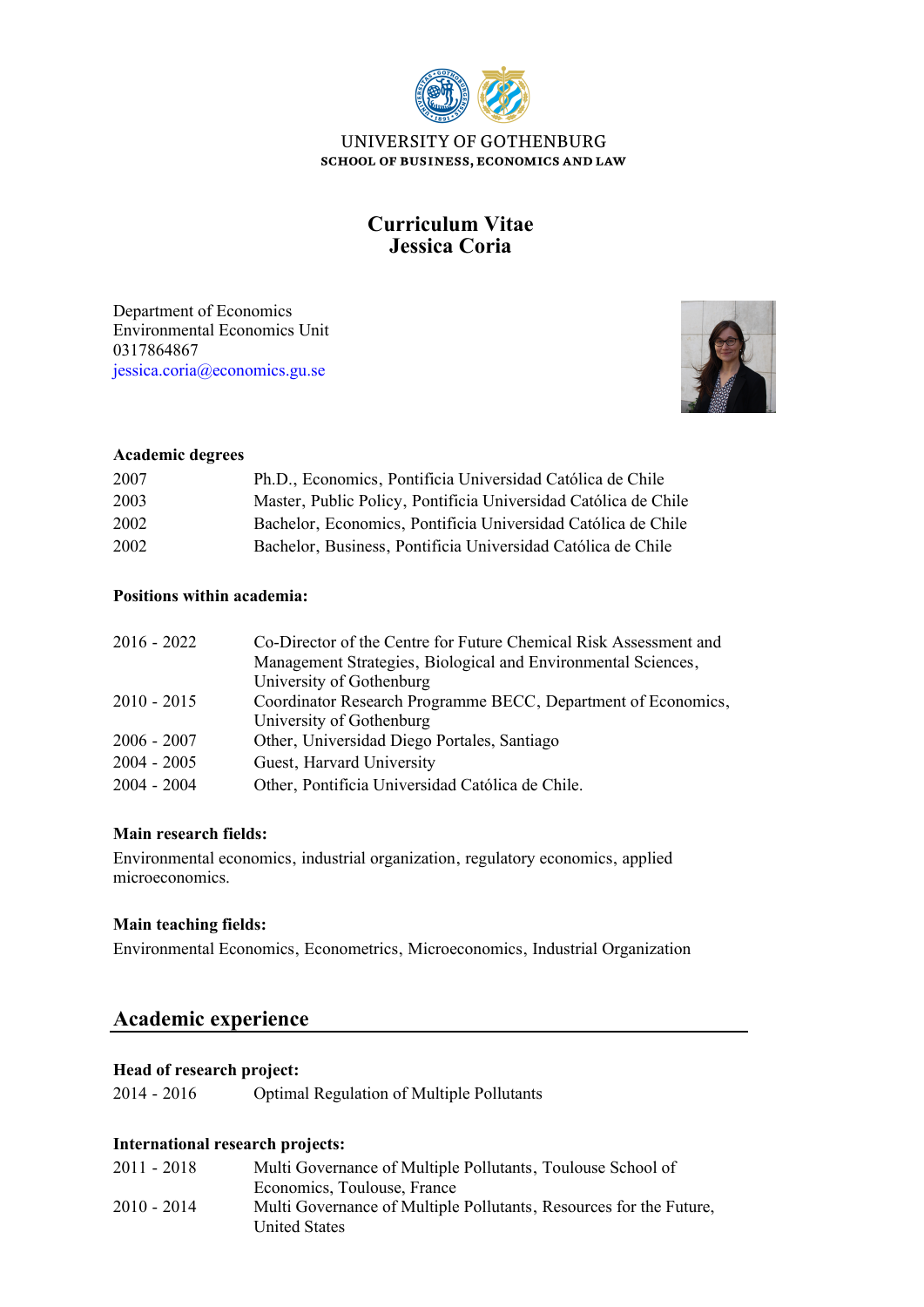UNIVERSITY OF GOTHENBURG
SCHOOL OF BUSINESS, ECONOMICS AND LAW

# Curriculum Vitae
# Jessica Coria

Department of Economics
Environmental Economics Unit
0317864867
jessica.coria@economics.gu.se

**Academic degrees**

| | |
|---|---|
| 2007 | Ph.D., Economics, Pontificia Universidad Católica de Chile |
| 2003 | Master, Public Policy, Pontificia Universidad Católica de Chile |
| 2002 | Bachelor, Economics, Pontificia Universidad Católica de Chile |
| 2002 | Bachelor, Business, Pontificia Universidad Católica de Chile |

**Positions within academia:**

| | |
|---|---|
| 2016 - 2022 | Co-Director of the Centre for Future Chemical Risk Assessment and Management Strategies, Biological and Environmental Sciences, University of Gothenburg |
| 2010 - 2015 | Coordinator Research Programme BECC, Department of Economics, University of Gothenburg |
| 2006 - 2007 | Other, Universidad Diego Portales, Santiago |
| 2004 - 2005 | Guest, Harvard University |
| 2004 - 2004 | Other, Pontificia Universidad Católica de Chile. |

**Main research fields:**

Environmental economics, industrial organization, regulatory economics, applied microeconomics.

**Main teaching fields:**

Environmental Economics, Econometrics, Microeconomics, Industrial Organization

## Academic experience

**Head of research project:**

| | |
|---|---|
| 2014 - 2016 | Optimal Regulation of Multiple Pollutants |

**International research projects:**

| | |
|---|---|
| 2011 - 2018 | Multi Governance of Multiple Pollutants, Toulouse School of Economics, Toulouse, France |
| 2010 - 2014 | Multi Governance of Multiple Pollutants, Resources for the Future, United States |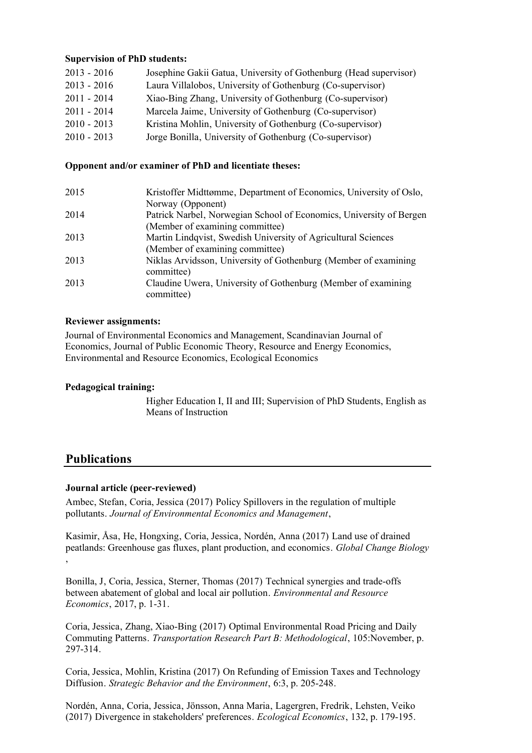**Supervision of PhD students:**

| | |
|---|---|
| 2013 - 2016 | Josephine Gakii Gatua, University of Gothenburg (Head supervisor) |
| 2013 - 2016 | Laura Villalobos, University of Gothenburg (Co-supervisor) |
| 2011 - 2014 | Xiao-Bing Zhang, University of Gothenburg (Co-supervisor) |
| 2011 - 2014 | Marcela Jaime, University of Gothenburg (Co-supervisor) |
| 2010 - 2013 | Kristina Mohlin, University of Gothenburg (Co-supervisor) |
| 2010 - 2013 | Jorge Bonilla, University of Gothenburg (Co-supervisor) |

**Opponent and/or examiner of PhD and licentiate theses:**

| | |
|---|---|
| 2015 | Kristoffer Midttømme, Department of Economics, University of Oslo, Norway (Opponent) |
| 2014 | Patrick Narbel, Norwegian School of Economics, University of Bergen (Member of examining committee) |
| 2013 | Martin Lindqvist, Swedish University of Agricultural Sciences (Member of examining committee) |
| 2013 | Niklas Arvidsson, University of Gothenburg (Member of examining committee) |
| 2013 | Claudine Uwera, University of Gothenburg (Member of examining committee) |

**Reviewer assignments:**

Journal of Environmental Economics and Management, Scandinavian Journal of Economics, Journal of Public Economic Theory, Resource and Energy Economics, Environmental and Resource Economics, Ecological Economics

**Pedagogical training:**

Higher Education I, II and III; Supervision of PhD Students, English as Means of Instruction

## Publications

**Journal article (peer-reviewed)**

Ambec, Stefan, Coria, Jessica (2017) Policy Spillovers in the regulation of multiple pollutants. *Journal of Environmental Economics and Management*,

Kasimir, Åsa, He, Hongxing, Coria, Jessica, Nordén, Anna (2017) Land use of drained peatlands: Greenhouse gas fluxes, plant production, and economics. *Global Change Biology* ,

Bonilla, J, Coria, Jessica, Sterner, Thomas (2017) Technical synergies and trade-offs between abatement of global and local air pollution. *Environmental and Resource Economics*, 2017, p. 1-31.

Coria, Jessica, Zhang, Xiao-Bing (2017) Optimal Environmental Road Pricing and Daily Commuting Patterns. *Transportation Research Part B: Methodological*, 105:November, p. 297-314.

Coria, Jessica, Mohlin, Kristina (2017) On Refunding of Emission Taxes and Technology Diffusion. *Strategic Behavior and the Environment*, 6:3, p. 205-248.

Nordén, Anna, Coria, Jessica, Jönsson, Anna Maria, Lagergren, Fredrik, Lehsten, Veiko (2017) Divergence in stakeholders' preferences. *Ecological Economics*, 132, p. 179-195.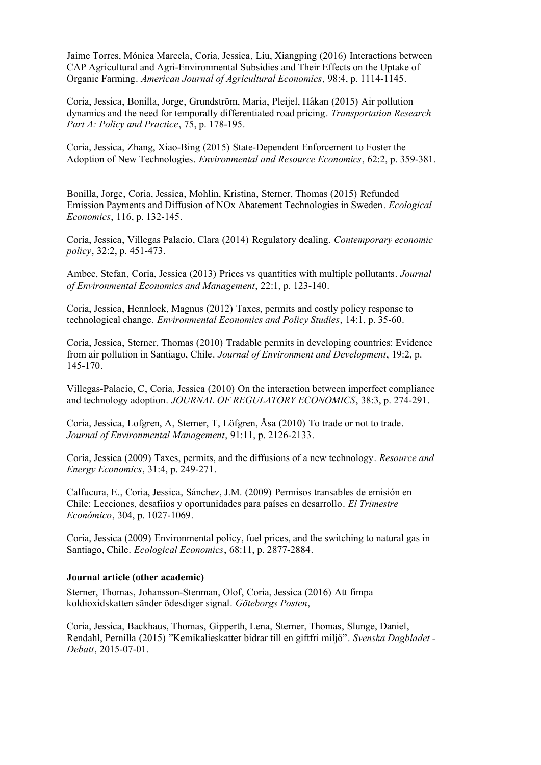Jaime Torres, Mónica Marcela, Coria, Jessica, Liu, Xiangping (2016) Interactions between CAP Agricultural and Agri-Environmental Subsidies and Their Effects on the Uptake of Organic Farming. *American Journal of Agricultural Economics*, 98:4, p. 1114-1145.

Coria, Jessica, Bonilla, Jorge, Grundström, Maria, Pleijel, Håkan (2015) Air pollution dynamics and the need for temporally differentiated road pricing. *Transportation Research Part A: Policy and Practice*, 75, p. 178-195.

Coria, Jessica, Zhang, Xiao-Bing (2015) State-Dependent Enforcement to Foster the Adoption of New Technologies. *Environmental and Resource Economics*, 62:2, p. 359-381.

Bonilla, Jorge, Coria, Jessica, Mohlin, Kristina, Sterner, Thomas (2015) Refunded Emission Payments and Diffusion of NOx Abatement Technologies in Sweden. *Ecological Economics*, 116, p. 132-145.

Coria, Jessica, Villegas Palacio, Clara (2014) Regulatory dealing. *Contemporary economic policy*, 32:2, p. 451-473.

Ambec, Stefan, Coria, Jessica (2013) Prices vs quantities with multiple pollutants. *Journal of Environmental Economics and Management*, 22:1, p. 123-140.

Coria, Jessica, Hennlock, Magnus (2012) Taxes, permits and costly policy response to technological change. *Environmental Economics and Policy Studies*, 14:1, p. 35-60.

Coria, Jessica, Sterner, Thomas (2010) Tradable permits in developing countries: Evidence from air pollution in Santiago, Chile. *Journal of Environment and Development*, 19:2, p. 145-170.

Villegas-Palacio, C, Coria, Jessica (2010) On the interaction between imperfect compliance and technology adoption. *JOURNAL OF REGULATORY ECONOMICS*, 38:3, p. 274-291.

Coria, Jessica, Lofgren, A, Sterner, T, Löfgren, Åsa (2010) To trade or not to trade. *Journal of Environmental Management*, 91:11, p. 2126-2133.

Coria, Jessica (2009) Taxes, permits, and the diffusions of a new technology. *Resource and Energy Economics*, 31:4, p. 249-271.

Calfucura, E., Coria, Jessica, Sánchez, J.M. (2009) Permisos transables de emisión en Chile: Lecciones, desafíios y oportunidades para países en desarrollo. *El Trimestre Económico*, 304, p. 1027-1069.

Coria, Jessica (2009) Environmental policy, fuel prices, and the switching to natural gas in Santiago, Chile. *Ecological Economics*, 68:11, p. 2877-2884.

**Journal article (other academic)**

Sterner, Thomas, Johansson-Stenman, Olof, Coria, Jessica (2016) Att fimpa koldioxidskatten sänder ödesdiger signal. *Göteborgs Posten*,

Coria, Jessica, Backhaus, Thomas, Gipperth, Lena, Sterner, Thomas, Slunge, Daniel, Rendahl, Pernilla (2015) "Kemikalieskatter bidrar till en giftfri miljö". *Svenska Dagbladet - Debatt*, 2015-07-01.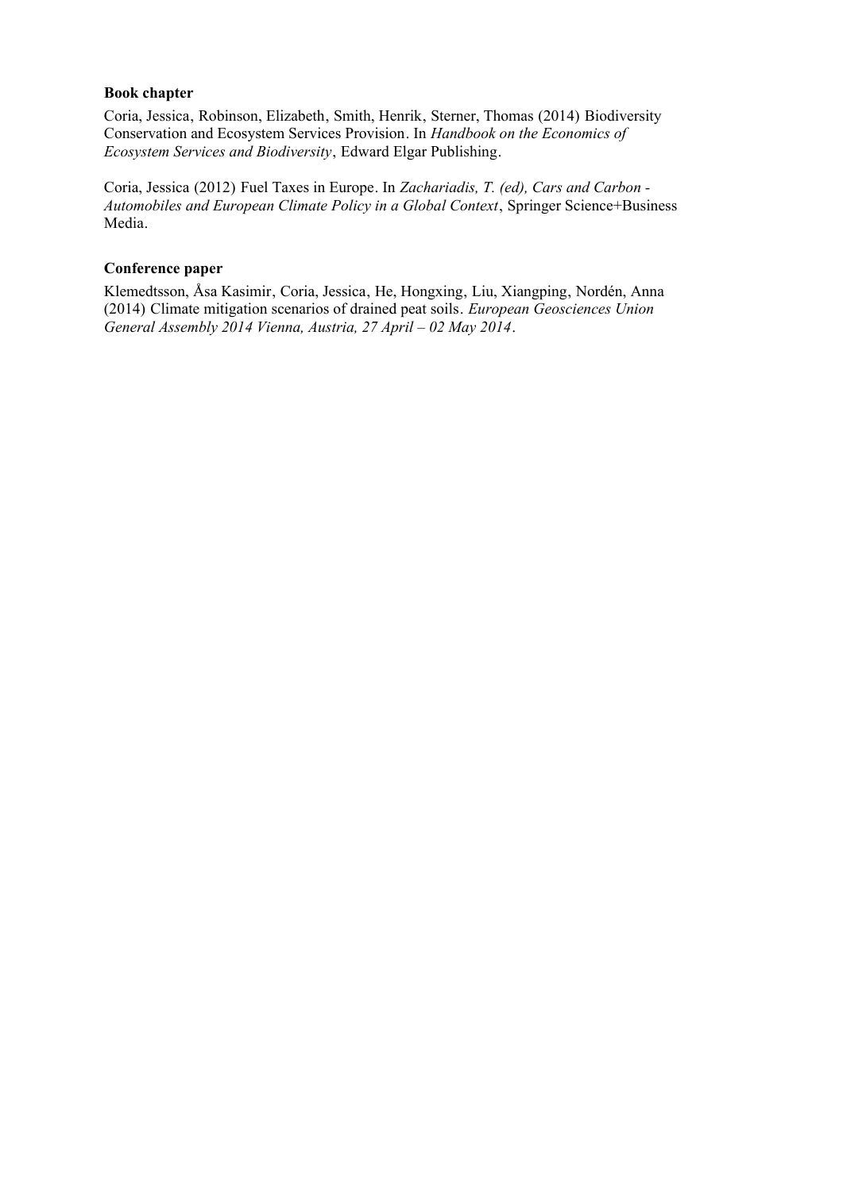**Book chapter**

Coria, Jessica, Robinson, Elizabeth, Smith, Henrik, Sterner, Thomas (2014) Biodiversity Conservation and Ecosystem Services Provision. In *Handbook on the Economics of Ecosystem Services and Biodiversity*, Edward Elgar Publishing.

Coria, Jessica (2012) Fuel Taxes in Europe. In *Zachariadis, T. (ed), Cars and Carbon - Automobiles and European Climate Policy in a Global Context*, Springer Science+Business Media.

**Conference paper**

Klemedtsson, Åsa Kasimir, Coria, Jessica, He, Hongxing, Liu, Xiangping, Nordén, Anna (2014) Climate mitigation scenarios of drained peat soils. *European Geosciences Union General Assembly 2014 Vienna, Austria, 27 April – 02 May 2014*.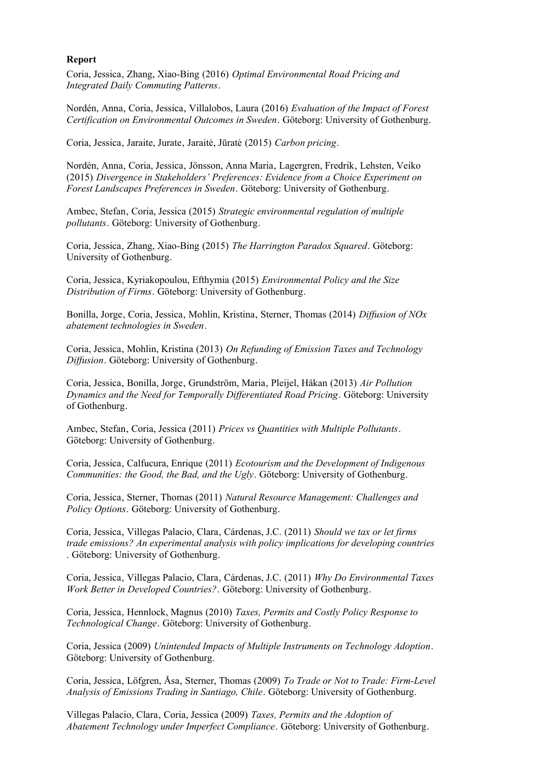**Report**

Coria, Jessica, Zhang, Xiao-Bing (2016) *Optimal Environmental Road Pricing and Integrated Daily Commuting Patterns*.

Nordén, Anna, Coria, Jessica, Villalobos, Laura (2016) *Evaluation of the Impact of Forest Certification on Environmental Outcomes in Sweden*. Göteborg: University of Gothenburg.

Coria, Jessica, Jaraite, Jurate, Jaraitė, Jūratė (2015) *Carbon pricing*.

Nordén, Anna, Coria, Jessica, Jönsson, Anna Maria, Lagergren, Fredrik, Lehsten, Veiko (2015) *Divergence in Stakeholders' Preferences: Evidence from a Choice Experiment on Forest Landscapes Preferences in Sweden*. Göteborg: University of Gothenburg.

Ambec, Stefan, Coria, Jessica (2015) *Strategic environmental regulation of multiple pollutants*. Göteborg: University of Gothenburg.

Coria, Jessica, Zhang, Xiao-Bing (2015) *The Harrington Paradox Squared*. Göteborg: University of Gothenburg.

Coria, Jessica, Kyriakopoulou, Efthymia (2015) *Environmental Policy and the Size Distribution of Firms*. Göteborg: University of Gothenburg.

Bonilla, Jorge, Coria, Jessica, Mohlin, Kristina, Sterner, Thomas (2014) *Diffusion of NOx abatement technologies in Sweden*.

Coria, Jessica, Mohlin, Kristina (2013) *On Refunding of Emission Taxes and Technology Diffusion*. Göteborg: University of Gothenburg.

Coria, Jessica, Bonilla, Jorge, Grundström, Maria, Pleijel, Håkan (2013) *Air Pollution Dynamics and the Need for Temporally Differentiated Road Pricing*. Göteborg: University of Gothenburg.

Ambec, Stefan, Coria, Jessica (2011) *Prices vs Quantities with Multiple Pollutants*. Göteborg: University of Gothenburg.

Coria, Jessica, Calfucura, Enrique (2011) *Ecotourism and the Development of Indigenous Communities: the Good, the Bad, and the Ugly*. Göteborg: University of Gothenburg.

Coria, Jessica, Sterner, Thomas (2011) *Natural Resource Management: Challenges and Policy Options*. Göteborg: University of Gothenburg.

Coria, Jessica, Villegas Palacio, Clara, Cárdenas, J.C. (2011) *Should we tax or let firms trade emissions? An experimental analysis with policy implications for developing countries* . Göteborg: University of Gothenburg.

Coria, Jessica, Villegas Palacio, Clara, Cárdenas, J.C. (2011) *Why Do Environmental Taxes Work Better in Developed Countries?*. Göteborg: University of Gothenburg.

Coria, Jessica, Hennlock, Magnus (2010) *Taxes, Permits and Costly Policy Response to Technological Change*. Göteborg: University of Gothenburg.

Coria, Jessica (2009) *Unintended Impacts of Multiple Instruments on Technology Adoption*. Göteborg: University of Gothenburg.

Coria, Jessica, Löfgren, Åsa, Sterner, Thomas (2009) *To Trade or Not to Trade: Firm-Level Analysis of Emissions Trading in Santiago, Chile*. Göteborg: University of Gothenburg.

Villegas Palacio, Clara, Coria, Jessica (2009) *Taxes, Permits and the Adoption of Abatement Technology under Imperfect Compliance*. Göteborg: University of Gothenburg.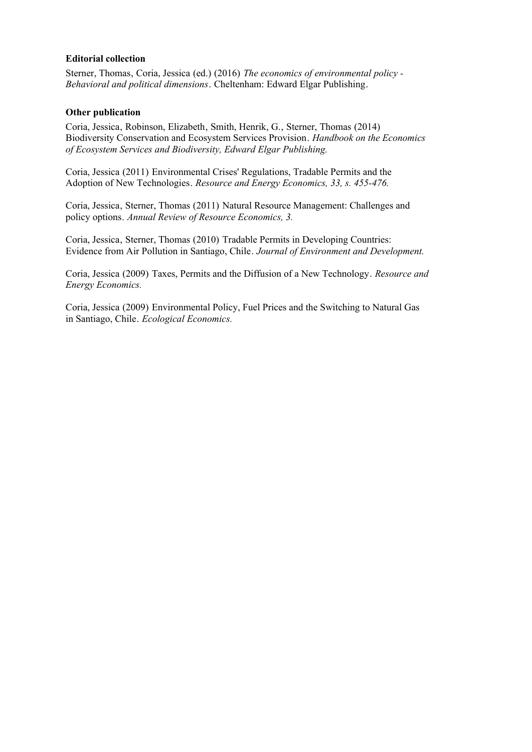**Editorial collection**

Sterner, Thomas, Coria, Jessica (ed.) (2016) *The economics of environmental policy - Behavioral and political dimensions*. Cheltenham: Edward Elgar Publishing.

**Other publication**

Coria, Jessica, Robinson, Elizabeth, Smith, Henrik, G., Sterner, Thomas (2014) Biodiversity Conservation and Ecosystem Services Provision. *Handbook on the Economics of Ecosystem Services and Biodiversity, Edward Elgar Publishing.*

Coria, Jessica (2011) Environmental Crises' Regulations, Tradable Permits and the Adoption of New Technologies. *Resource and Energy Economics, 33, s. 455-476.*

Coria, Jessica, Sterner, Thomas (2011) Natural Resource Management: Challenges and policy options. *Annual Review of Resource Economics, 3.*

Coria, Jessica, Sterner, Thomas (2010) Tradable Permits in Developing Countries: Evidence from Air Pollution in Santiago, Chile. *Journal of Environment and Development.*

Coria, Jessica (2009) Taxes, Permits and the Diffusion of a New Technology. *Resource and Energy Economics.*

Coria, Jessica (2009) Environmental Policy, Fuel Prices and the Switching to Natural Gas in Santiago, Chile. *Ecological Economics.*